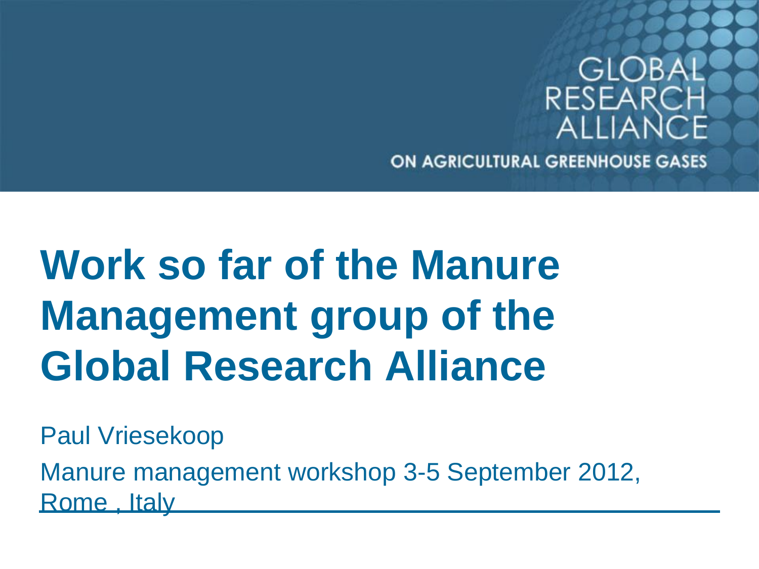GLOBAL RESEARCH ALLIANCE

ON AGRICULTURAL GREENHOUSE GASES

# Work so far of the Manure Management group of the Global Research Alliance

Paul Vriesekoop

Manure management workshop 3-5 September 2012, Rome , Italy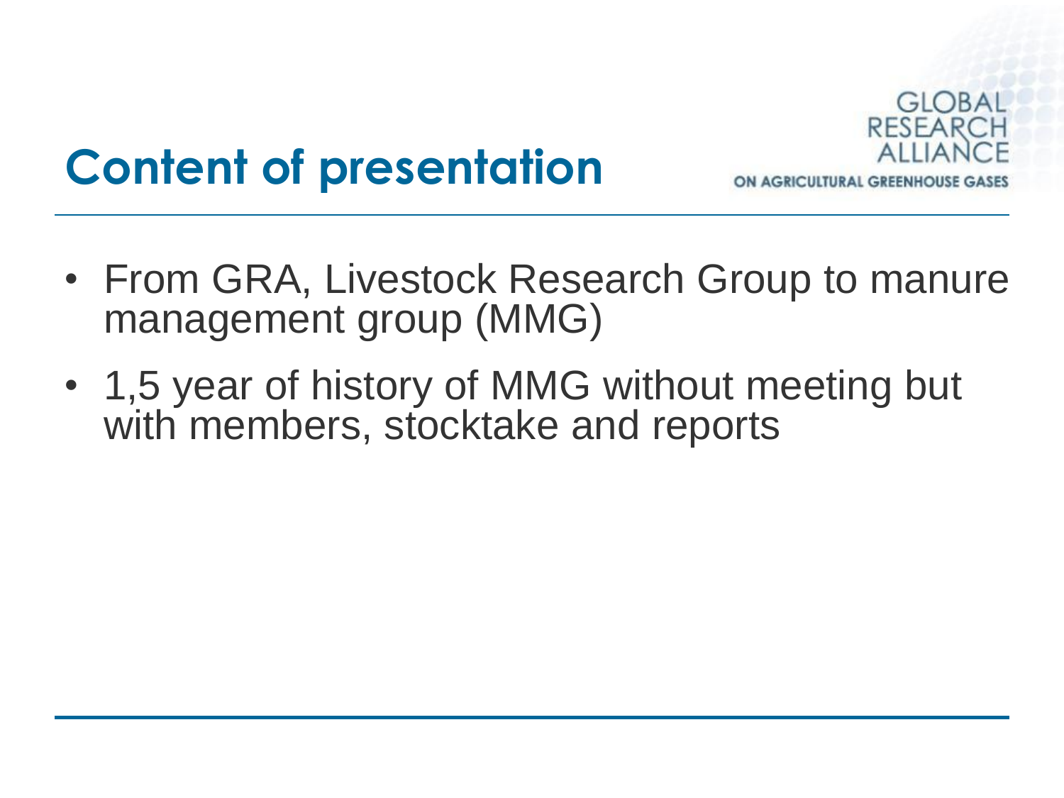# Content of presentation

- From GRA, Livestock Research Group to manure management group (MMG)
- 1,5 year of history of MMG without meeting but with members, stocktake and reports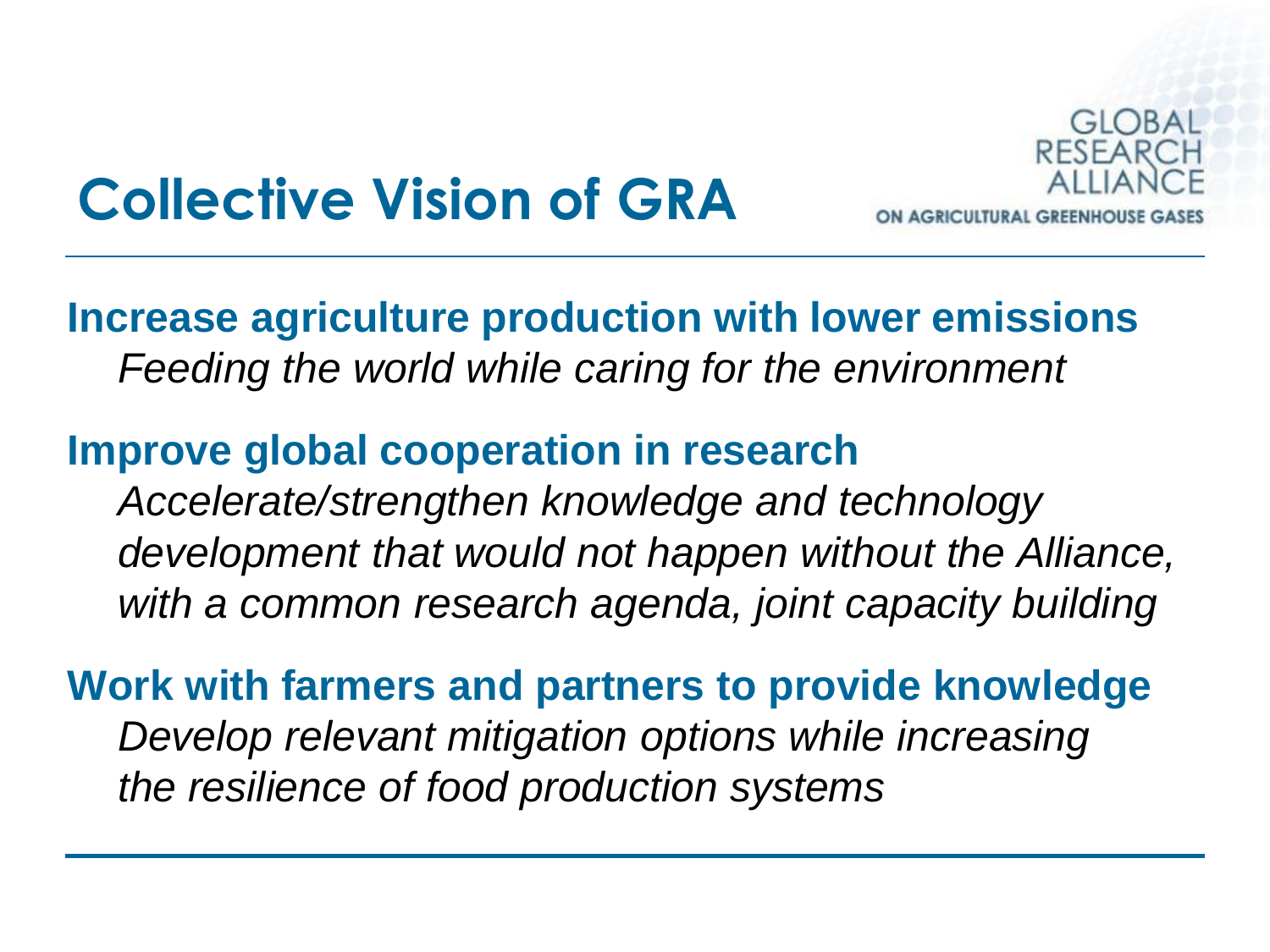# Collective Vision of GRA

GLOBAL RESEARCH ALLIANCE ON AGRICULTURAL GREENHOUSE GASES

**Increase agriculture production with lower emissions**

*Feeding the world while caring for the environment*

**Improve global cooperation in research**

*Accelerate/strengthen knowledge and technology development that would not happen without the Alliance, with a common research agenda, joint capacity building*

**Work with farmers and partners to provide knowledge**

*Develop relevant mitigation options while increasing the resilience of food production systems*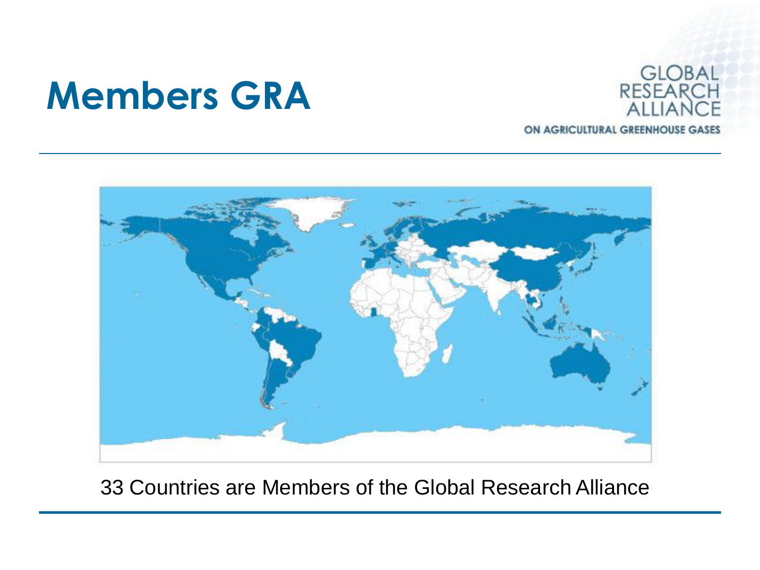# Members GRA

GLOBAL RESEARCH ALLIANCE ON AGRICULTURAL GREENHOUSE GASES

33 Countries are Members of the Global Research Alliance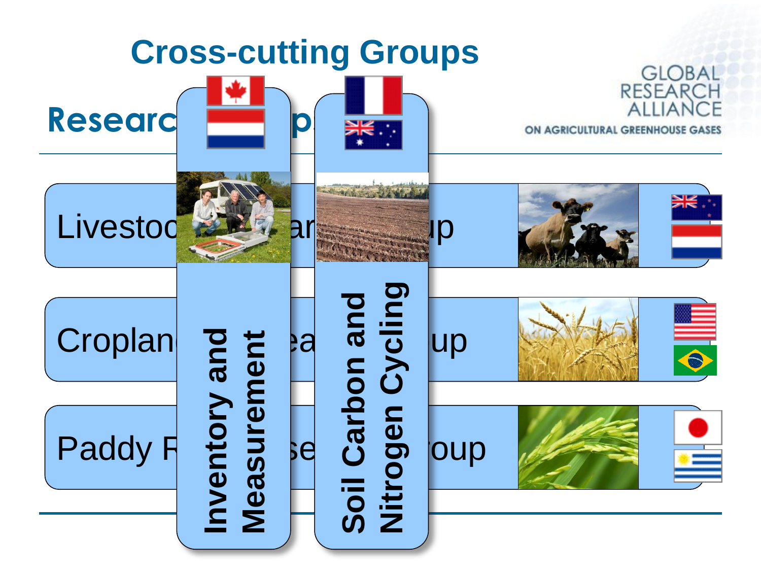# Cross-cutting Groups

GLOBAL RESEARCH ALLIANCE

ON AGRICULTURAL GREENHOUSE GASES

## Research Groups

- Livestock Research Group
- Croplands Research Group
- Paddy Rice Research Group

**Inventory and Measurement**

**Soil Carbon and Nitrogen Cycling**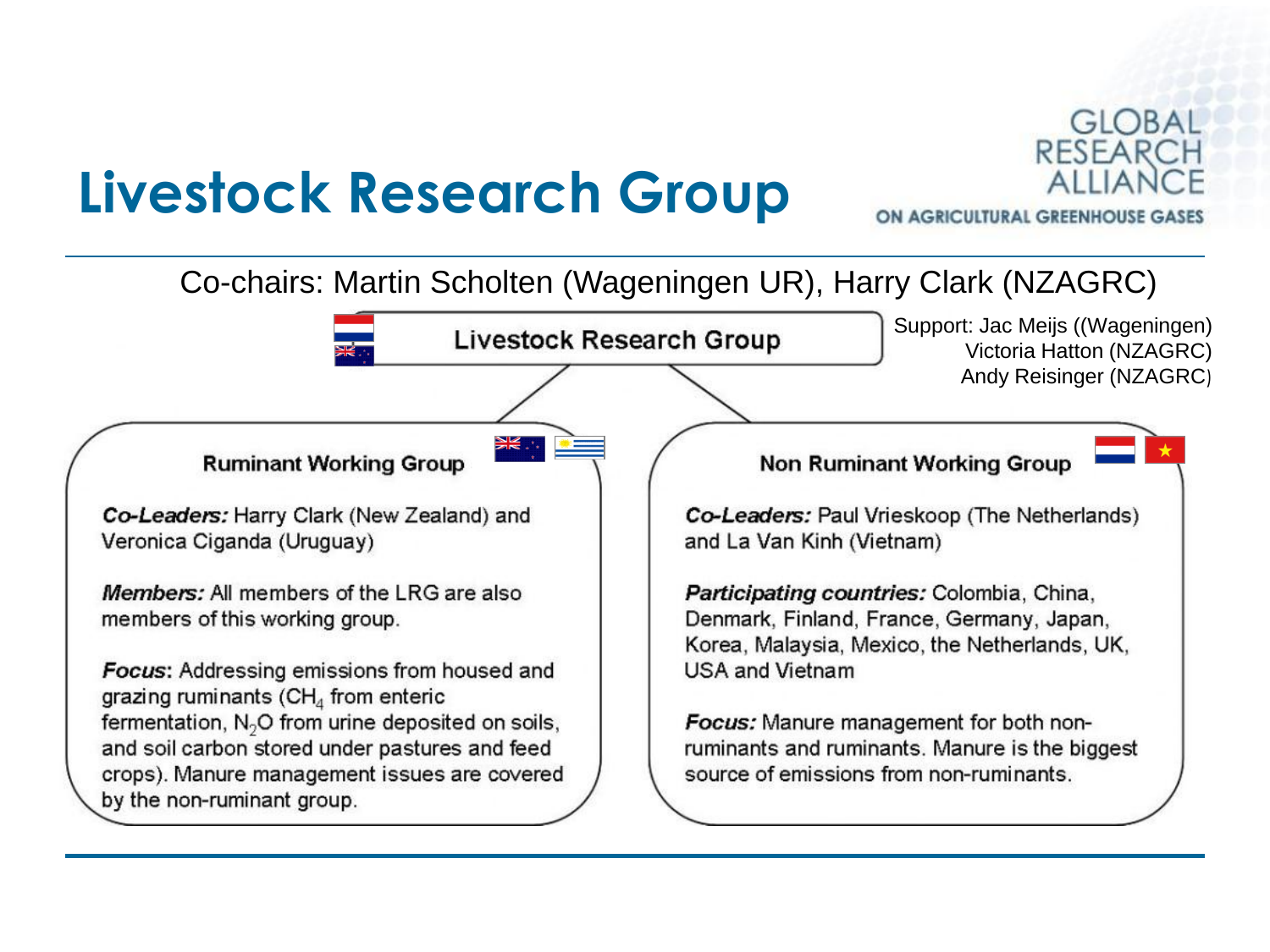# Livestock Research Group

GLOBAL RESEARCH ALLIANCE ON AGRICULTURAL GREENHOUSE GASES

Co-chairs: Martin Scholten (Wageningen UR), Harry Clark (NZAGRC)

## Livestock Research Group

Support: Jac Meijs ((Wageningen)
Victoria Hatton (NZAGRC)
Andy Reisinger (NZAGRC)

### Ruminant Working Group

***Co-Leaders:*** Harry Clark (New Zealand) and Veronica Ciganda (Uruguay)

***Members:*** All members of the LRG are also members of this working group.

***Focus*****:** Addressing emissions from housed and grazing ruminants ($CH_4$ from enteric fermentation, $N_2O$ from urine deposited on soils, and soil carbon stored under pastures and feed crops). Manure management issues are covered by the non-ruminant group.

### Non Ruminant Working Group

***Co-Leaders:*** Paul Vrieskoop (The Netherlands) and La Van Kinh (Vietnam)

***Participating countries:*** Colombia, China, Denmark, Finland, France, Germany, Japan, Korea, Malaysia, Mexico, the Netherlands, UK, USA and Vietnam

***Focus:*** Manure management for both non-ruminants and ruminants. Manure is the biggest source of emissions from non-ruminants.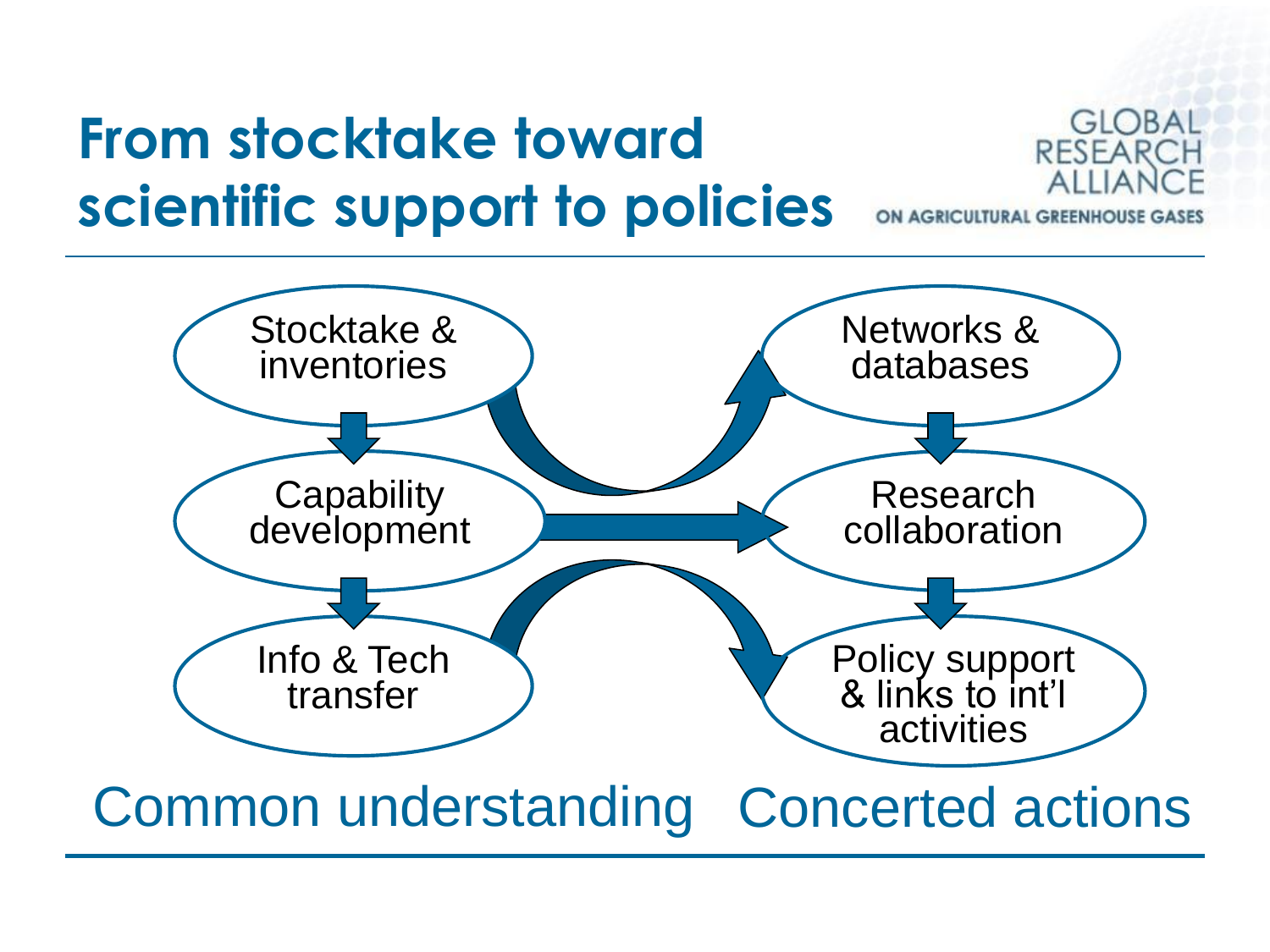# From stocktake toward scientific support to policies

GLOBAL RESEARCH ALLIANCE ON AGRICULTURAL GREENHOUSE GASES

Stocktake & inventories

Capability development

Info & Tech transfer

Networks & databases

Research collaboration

Policy support & links to int'l activities

Common understanding

Concerted actions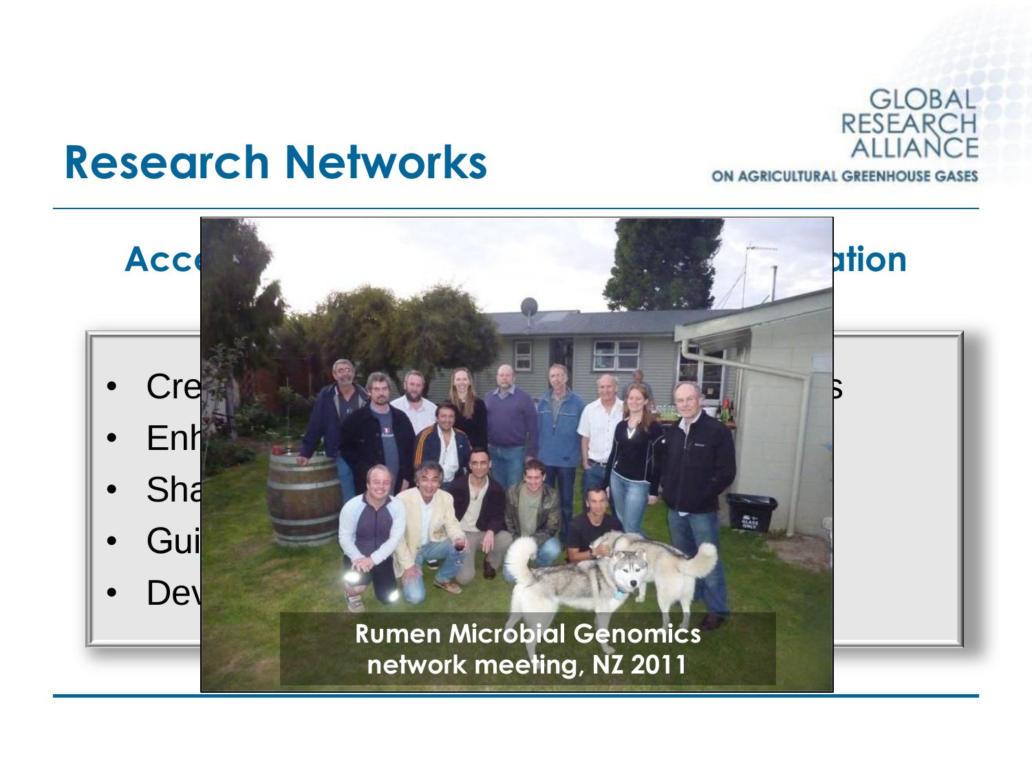# Research Networks

GLOBAL RESEARCH ALLIANCE ON AGRICULTURAL GREENHOUSE GASES

## Acc... ...ation

- Cre... ...s
- Enh...
- Sha...
- Gui...
- Dev...

Rumen Microbial Genomics network meeting, NZ 2011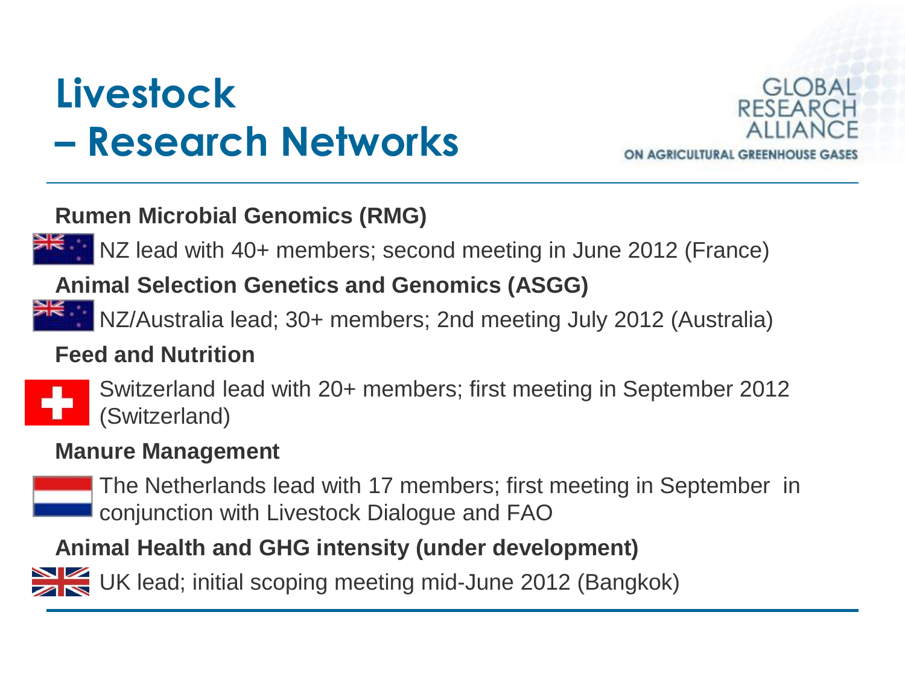# Livestock – Research Networks

GLOBAL RESEARCH ALLIANCE ON AGRICULTURAL GREENHOUSE GASES

**Rumen Microbial Genomics (RMG)**

NZ lead with 40+ members; second meeting in June 2012 (France)

**Animal Selection Genetics and Genomics (ASGG)**

NZ/Australia lead; 30+ members; 2nd meeting July 2012 (Australia)

**Feed and Nutrition**

Switzerland lead with 20+ members; first meeting in September 2012 (Switzerland)

**Manure Management**

The Netherlands lead with 17 members; first meeting in September in conjunction with Livestock Dialogue and FAO

**Animal Health and GHG intensity (under development)**

UK lead; initial scoping meeting mid-June 2012 (Bangkok)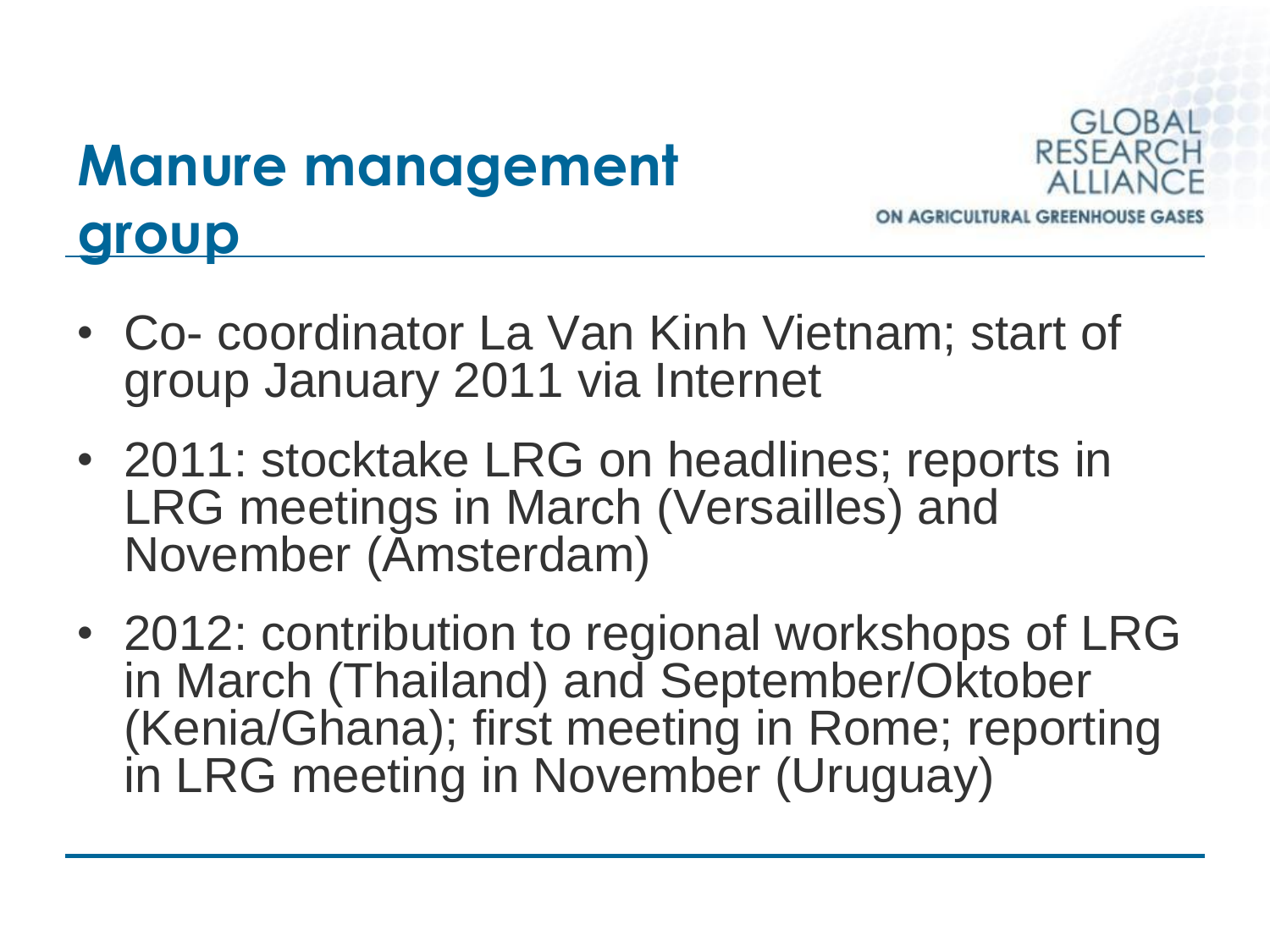# Manure management group

- Co- coordinator La Van Kinh Vietnam; start of group January 2011 via Internet
- 2011: stocktake LRG on headlines; reports in LRG meetings in March (Versailles) and November (Amsterdam)
- 2012: contribution to regional workshops of LRG in March (Thailand) and September/Oktober (Kenia/Ghana); first meeting in Rome; reporting in LRG meeting in November (Uruguay)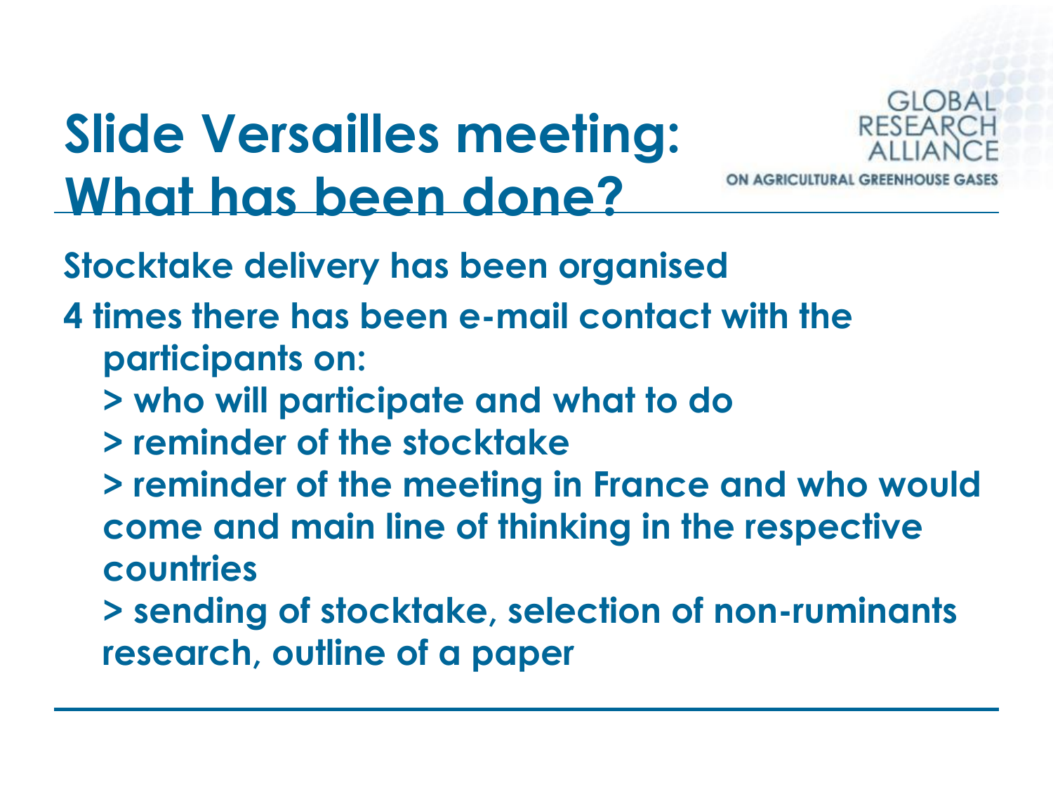# Slide Versailles meeting: What has been done?

GLOBAL RESEARCH ALLIANCE ON AGRICULTURAL GREENHOUSE GASES

**Stocktake delivery has been organised**

**4 times there has been e-mail contact with the participants on:**

**> who will participate and what to do**

**> reminder of the stocktake**

**> reminder of the meeting in France and who would come and main line of thinking in the respective countries**

**> sending of stocktake, selection of non-ruminants research, outline of a paper**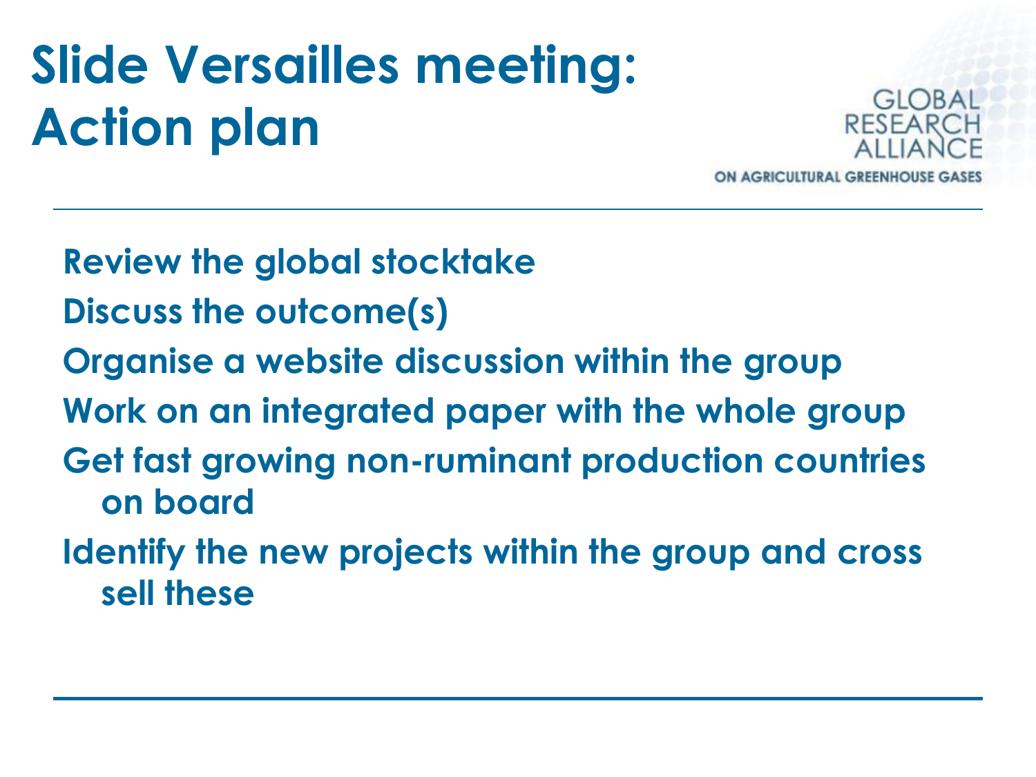# Slide Versailles meeting: Action plan

GLOBAL RESEARCH ALLIANCE ON AGRICULTURAL GREENHOUSE GASES

- **Review the global stocktake**
- **Discuss the outcome(s)**
- **Organise a website discussion within the group**
- **Work on an integrated paper with the whole group**
- **Get fast growing non-ruminant production countries on board**
- **Identify the new projects within the group and cross sell these**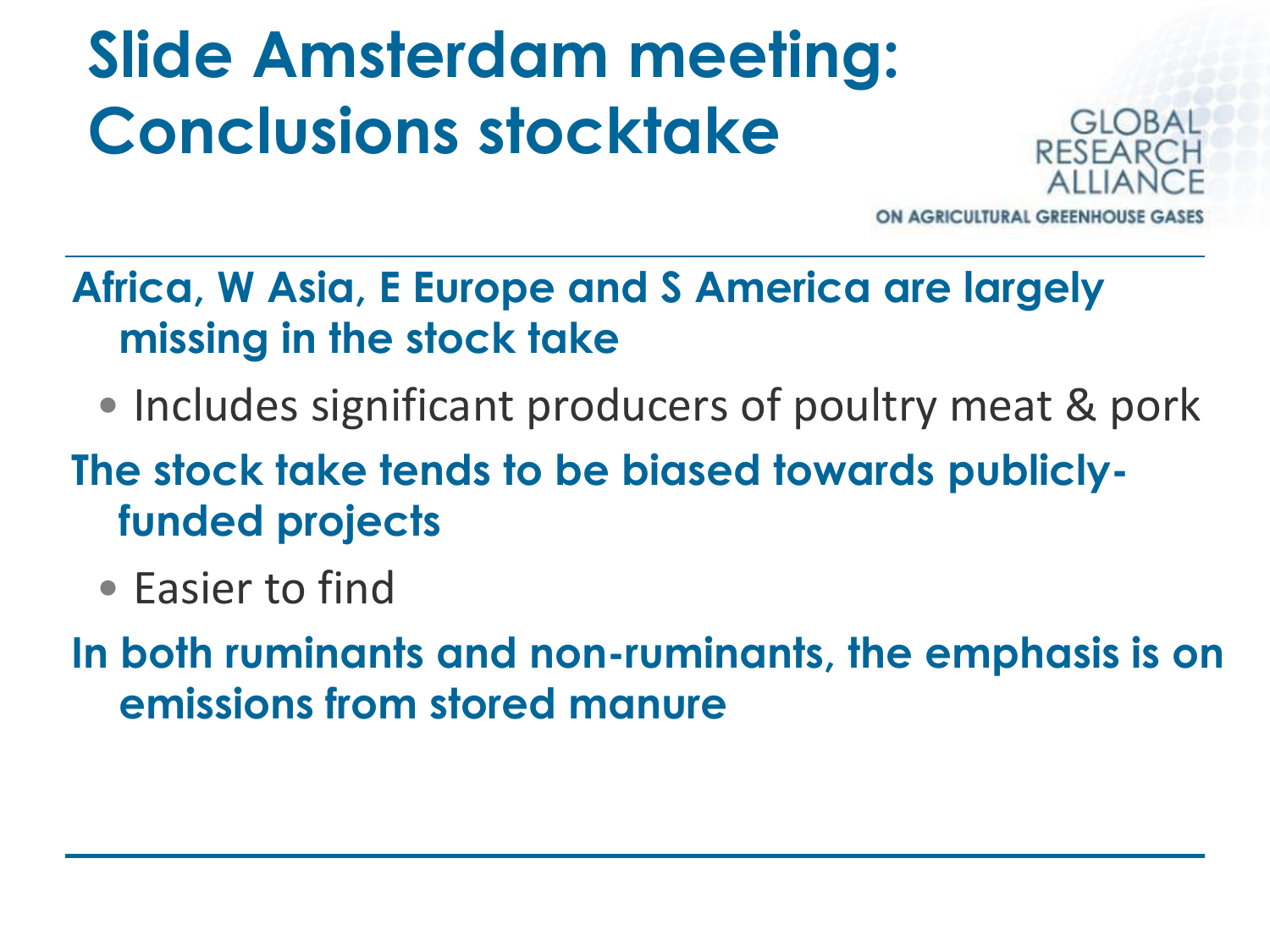# Slide Amsterdam meeting: Conclusions stocktake

GLOBAL RESEARCH ALLIANCE ON AGRICULTURAL GREENHOUSE GASES

**Africa, W Asia, E Europe and S America are largely missing in the stock take**

- Includes significant producers of poultry meat & pork

**The stock take tends to be biased towards publicly-funded projects**

- Easier to find

**In both ruminants and non-ruminants, the emphasis is on emissions from stored manure**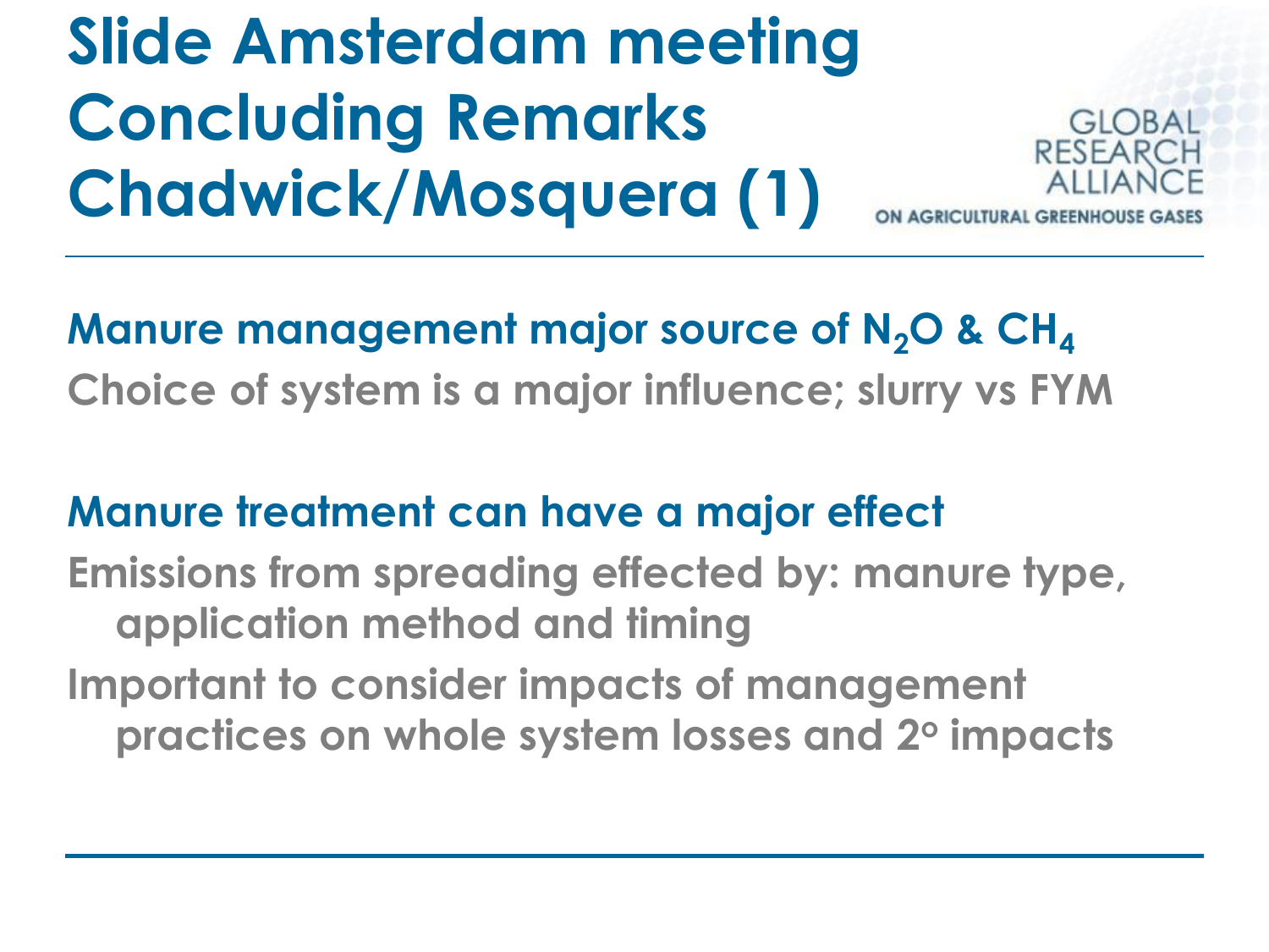# Slide Amsterdam meeting Concluding Remarks Chadwick/Mosquera (1)

GLOBAL RESEARCH ALLIANCE ON AGRICULTURAL GREENHOUSE GASES

**Manure management major source of $N_2O$ & $CH_4$**

**Choice of system is a major influence; slurry vs FYM**

**Manure treatment can have a major effect**

**Emissions from spreading effected by: manure type, application method and timing**

**Important to consider impacts of management practices on whole system losses and 2° impacts**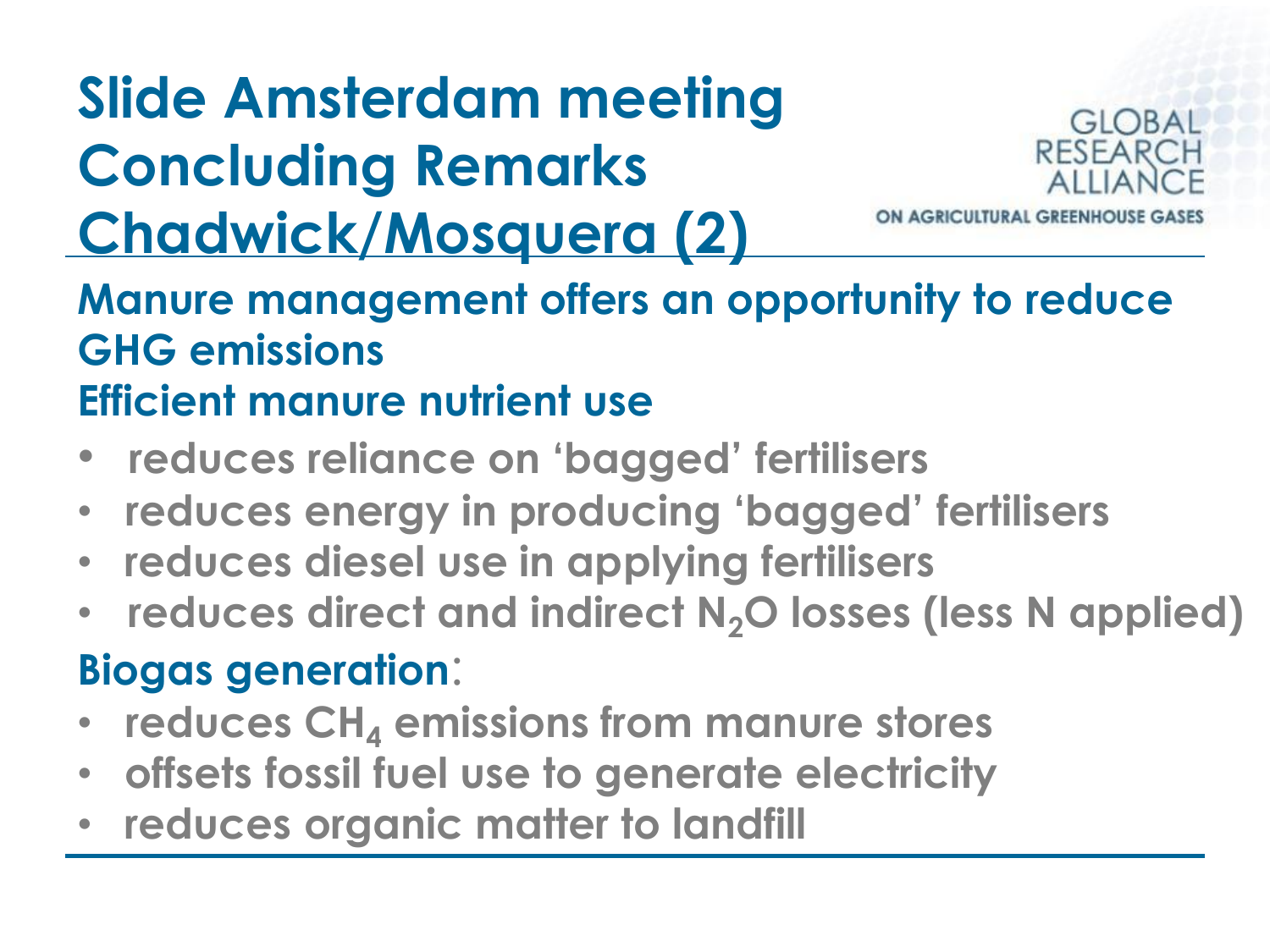# Slide Amsterdam meeting Concluding Remarks Chadwick/Mosquera (2)

GLOBAL RESEARCH ALLIANCE ON AGRICULTURAL GREENHOUSE GASES

**Manure management offers an opportunity to reduce GHG emissions**

**Efficient manure nutrient use**

- reduces reliance on 'bagged' fertilisers
- reduces energy in producing 'bagged' fertilisers
- reduces diesel use in applying fertilisers
- reduces direct and indirect $N_2O$ losses (less N applied)

**Biogas generation**:

- reduces $CH_4$ emissions from manure stores
- offsets fossil fuel use to generate electricity
- reduces organic matter to landfill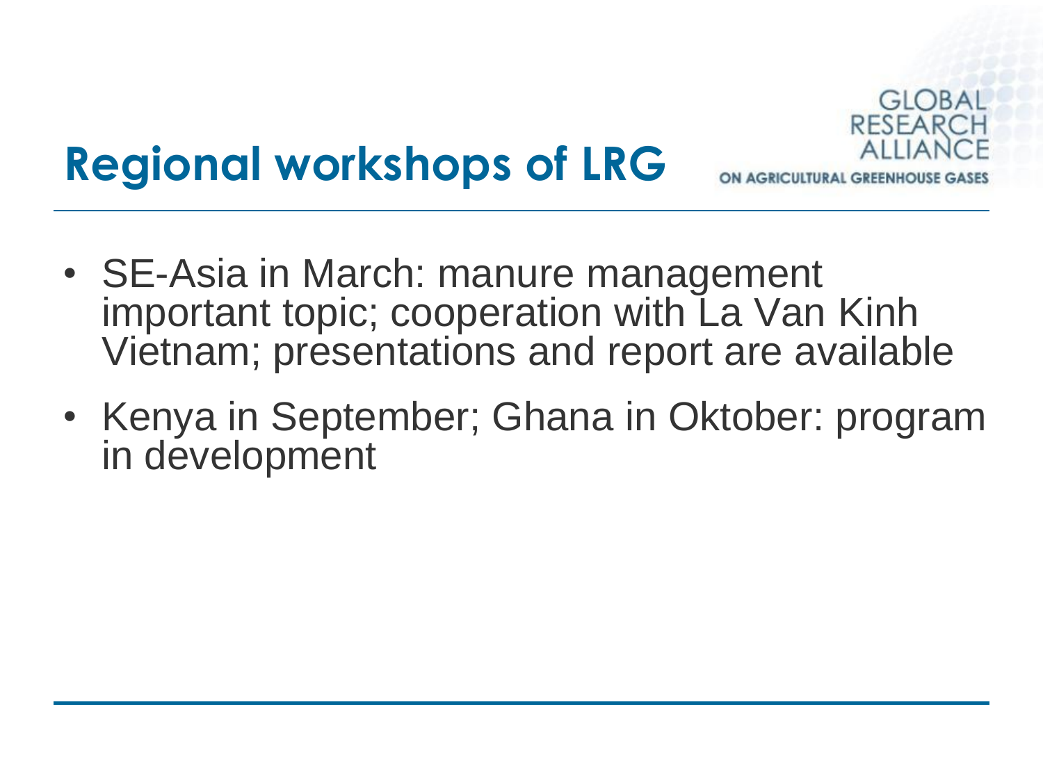# Regional workshops of LRG

GLOBAL RESEARCH ALLIANCE ON AGRICULTURAL GREENHOUSE GASES

- SE-Asia in March: manure management important topic; cooperation with La Van Kinh Vietnam; presentations and report are available
- Kenya in September; Ghana in Oktober: program in development